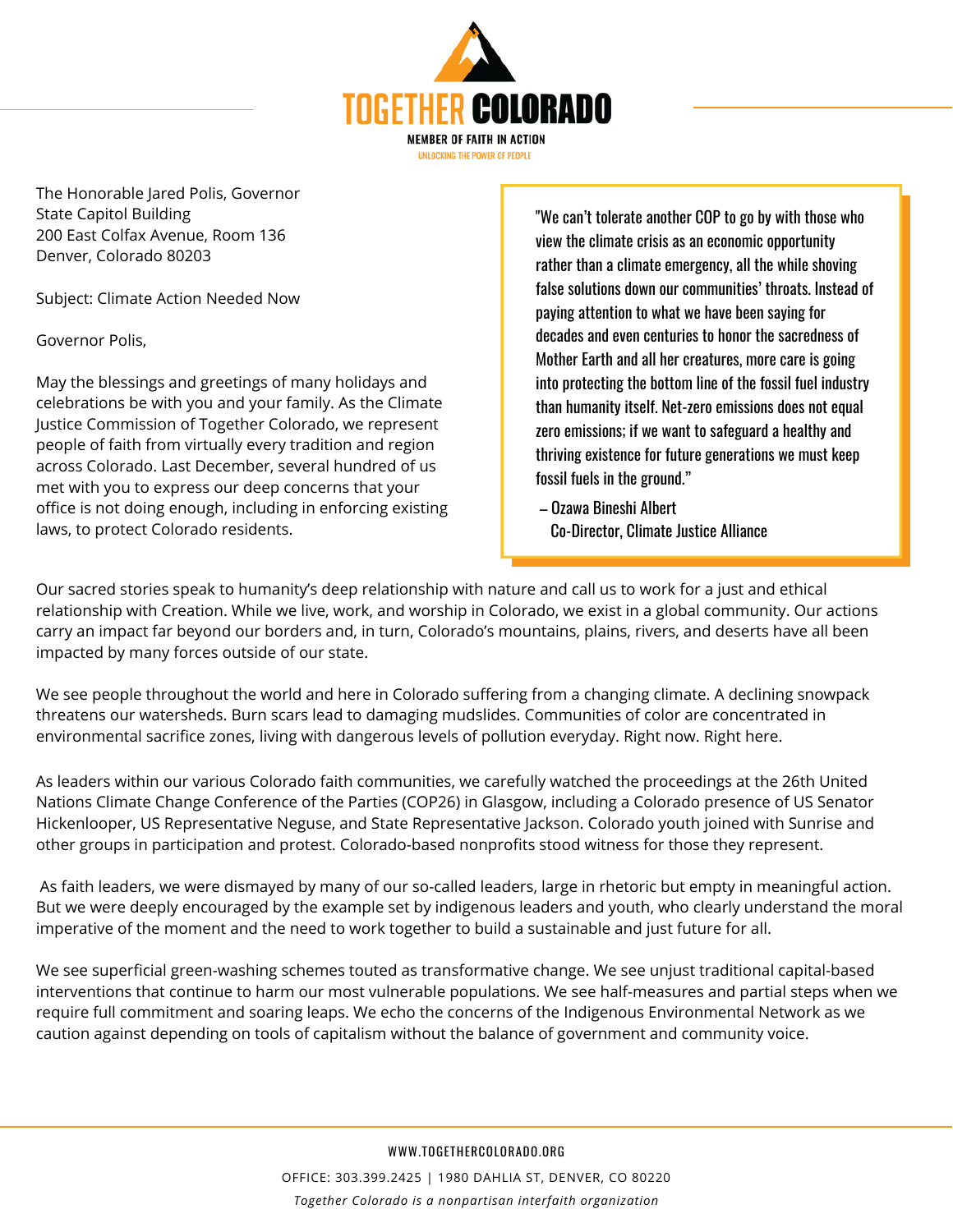# TOGETHER COLORADO

MEMBER OF FAITH IN ACTION

UNLOCKING THE POWER OF PEOPLE

The Honorable Jared Polis, Governor
State Capitol Building
200 East Colfax Avenue, Room 136
Denver, Colorado 80203

Subject: Climate Action Needed Now

Governor Polis,

May the blessings and greetings of many holidays and celebrations be with you and your family. As the Climate Justice Commission of Together Colorado, we represent people of faith from virtually every tradition and region across Colorado. Last December, several hundred of us met with you to express our deep concerns that your office is not doing enough, including in enforcing existing laws, to protect Colorado residents.

> "We can't tolerate another COP to go by with those who view the climate crisis as an economic opportunity rather than a climate emergency, all the while shoving false solutions down our communities' throats. Instead of paying attention to what we have been saying for decades and even centuries to honor the sacredness of Mother Earth and all her creatures, more care is going into protecting the bottom line of the fossil fuel industry than humanity itself. Net-zero emissions does not equal zero emissions; if we want to safeguard a healthy and thriving existence for future generations we must keep fossil fuels in the ground."
>
> – Ozawa Bineshi Albert
> Co-Director, Climate Justice Alliance

Our sacred stories speak to humanity's deep relationship with nature and call us to work for a just and ethical relationship with Creation. While we live, work, and worship in Colorado, we exist in a global community. Our actions carry an impact far beyond our borders and, in turn, Colorado's mountains, plains, rivers, and deserts have all been impacted by many forces outside of our state.

We see people throughout the world and here in Colorado suffering from a changing climate. A declining snowpack threatens our watersheds. Burn scars lead to damaging mudslides. Communities of color are concentrated in environmental sacrifice zones, living with dangerous levels of pollution everyday. Right now. Right here.

As leaders within our various Colorado faith communities, we carefully watched the proceedings at the 26th United Nations Climate Change Conference of the Parties (COP26) in Glasgow, including a Colorado presence of US Senator Hickenlooper, US Representative Neguse, and State Representative Jackson. Colorado youth joined with Sunrise and other groups in participation and protest. Colorado-based nonprofits stood witness for those they represent.

As faith leaders, we were dismayed by many of our so-called leaders, large in rhetoric but empty in meaningful action. But we were deeply encouraged by the example set by indigenous leaders and youth, who clearly understand the moral imperative of the moment and the need to work together to build a sustainable and just future for all.

We see superficial green-washing schemes touted as transformative change. We see unjust traditional capital-based interventions that continue to harm our most vulnerable populations. We see half-measures and partial steps when we require full commitment and soaring leaps. We echo the concerns of the Indigenous Environmental Network as we caution against depending on tools of capitalism without the balance of government and community voice.

WWW.TOGETHERCOLORADO.ORG

OFFICE: 303.399.2425 | 1980 DAHLIA ST, DENVER, CO 80220

*Together Colorado is a nonpartisan interfaith organization*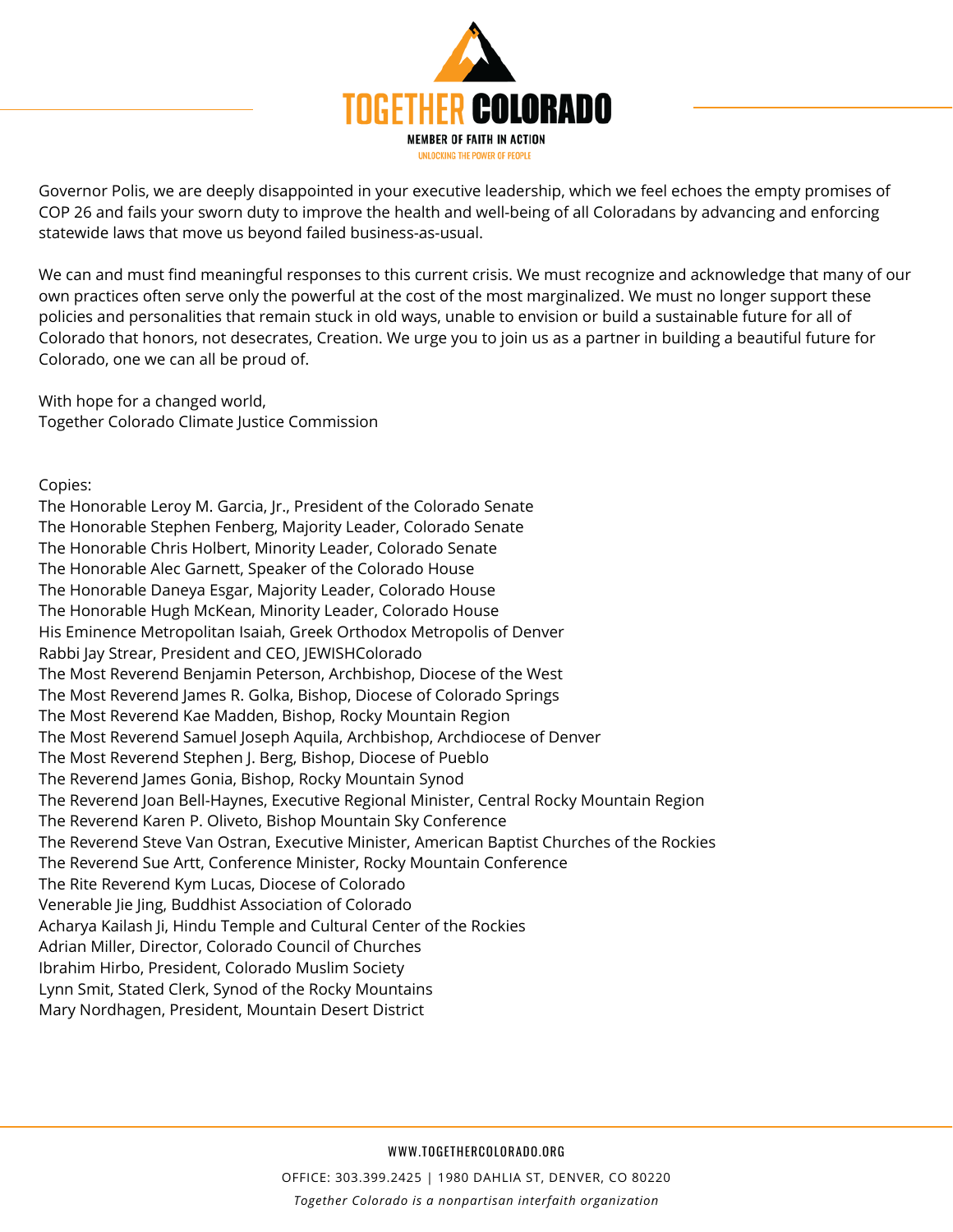Governor Polis, we are deeply disappointed in your executive leadership, which we feel echoes the empty promises of COP 26 and fails your sworn duty to improve the health and well-being of all Coloradans by advancing and enforcing statewide laws that move us beyond failed business-as-usual.

We can and must find meaningful responses to this current crisis. We must recognize and acknowledge that many of our own practices often serve only the powerful at the cost of the most marginalized. We must no longer support these policies and personalities that remain stuck in old ways, unable to envision or build a sustainable future for all of Colorado that honors, not desecrates, Creation. We urge you to join us as a partner in building a beautiful future for Colorado, one we can all be proud of.

With hope for a changed world,
Together Colorado Climate Justice Commission

Copies:
The Honorable Leroy M. Garcia, Jr., President of the Colorado Senate
The Honorable Stephen Fenberg, Majority Leader, Colorado Senate
The Honorable Chris Holbert, Minority Leader, Colorado Senate
The Honorable Alec Garnett, Speaker of the Colorado House
The Honorable Daneya Esgar, Majority Leader, Colorado House
The Honorable Hugh McKean, Minority Leader, Colorado House
His Eminence Metropolitan Isaiah, Greek Orthodox Metropolis of Denver
Rabbi Jay Strear, President and CEO, JEWISHColorado
The Most Reverend Benjamin Peterson, Archbishop, Diocese of the West
The Most Reverend James R. Golka, Bishop, Diocese of Colorado Springs
The Most Reverend Kae Madden, Bishop, Rocky Mountain Region
The Most Reverend Samuel Joseph Aquila, Archbishop, Archdiocese of Denver
The Most Reverend Stephen J. Berg, Bishop, Diocese of Pueblo
The Reverend James Gonia, Bishop, Rocky Mountain Synod
The Reverend Joan Bell-Haynes, Executive Regional Minister, Central Rocky Mountain Region
The Reverend Karen P. Oliveto, Bishop Mountain Sky Conference
The Reverend Steve Van Ostran, Executive Minister, American Baptist Churches of the Rockies
The Reverend Sue Artt, Conference Minister, Rocky Mountain Conference
The Rite Reverend Kym Lucas, Diocese of Colorado
Venerable Jie Jing, Buddhist Association of Colorado
Acharya Kailash Ji, Hindu Temple and Cultural Center of the Rockies
Adrian Miller, Director, Colorado Council of Churches
Ibrahim Hirbo, President, Colorado Muslim Society
Lynn Smit, Stated Clerk, Synod of the Rocky Mountains
Mary Nordhagen, President, Mountain Desert District